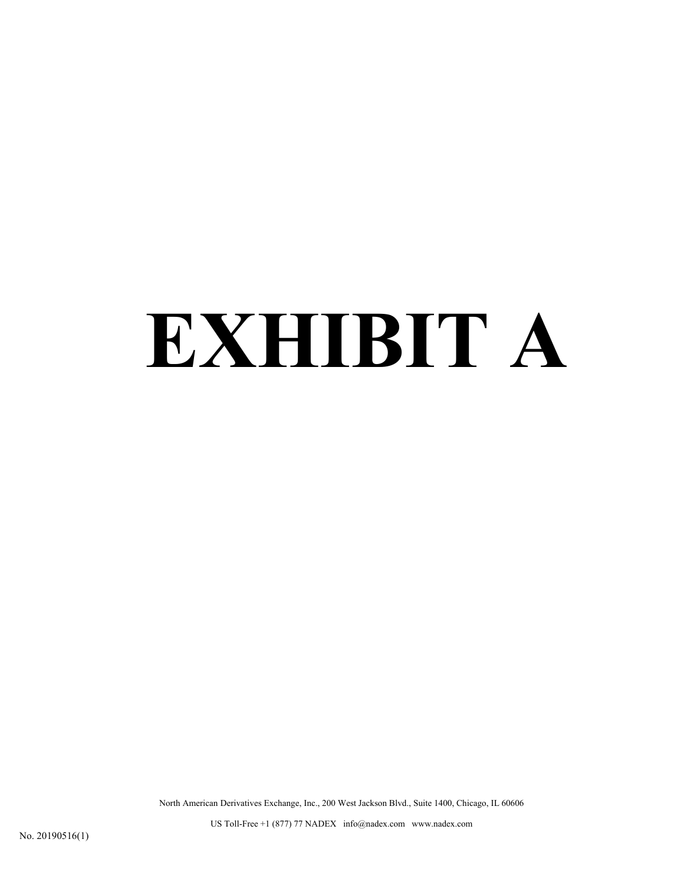# EXHIBIT A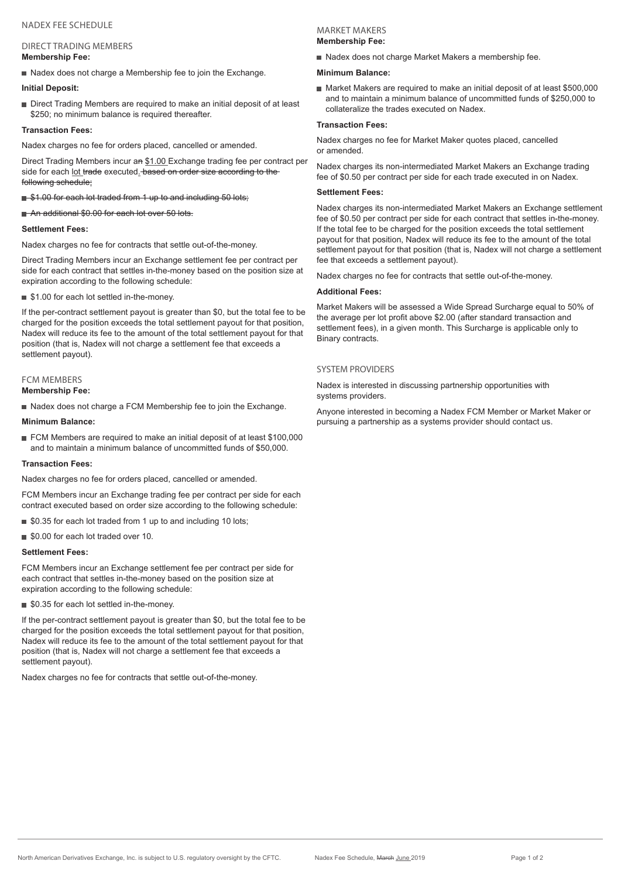# NADEX FEE SCHEDULE

## DIRECT TRADING MEMBERS

**Membership Fee:**

- Nadex does not charge a Membership fee to join the Exchange.

**Initial Deposit:**

- Direct Trading Members are required to make an initial deposit of at least $250; no minimum balance is required thereafter.

**Transaction Fees:**

Nadex charges no fee for orders placed, cancelled or amended.

Direct Trading Members incur ~~an~~ $1.00 Exchange trading fee per contract per side for each lot ~~trade~~ executed. ~~based on order size according to the following schedule:~~

- ~~$1.00 for each lot traded from 1 up to and including 50 lots;~~
- ~~An additional $0.00 for each lot over 50 lots.~~

**Settlement Fees:**

Nadex charges no fee for contracts that settle out-of-the-money.

Direct Trading Members incur an Exchange settlement fee per contract per side for each contract that settles in-the-money based on the position size at expiration according to the following schedule:

- $1.00 for each lot settled in-the-money.

If the per-contract settlement payout is greater than $0, but the total fee to be charged for the position exceeds the total settlement payout for that position, Nadex will reduce its fee to the amount of the total settlement payout for that position (that is, Nadex will not charge a settlement fee that exceeds a settlement payout).

## FCM MEMBERS

**Membership Fee:**

- Nadex does not charge a FCM Membership fee to join the Exchange.

**Minimum Balance:**

- FCM Members are required to make an initial deposit of at least $100,000 and to maintain a minimum balance of uncommitted funds of $50,000.

**Transaction Fees:**

Nadex charges no fee for orders placed, cancelled or amended.

FCM Members incur an Exchange trading fee per contract per side for each contract executed based on order size according to the following schedule:

- $0.35 for each lot traded from 1 up to and including 10 lots;
- $0.00 for each lot traded over 10.

**Settlement Fees:**

FCM Members incur an Exchange settlement fee per contract per side for each contract that settles in-the-money based on the position size at expiration according to the following schedule:

- $0.35 for each lot settled in-the-money.

If the per-contract settlement payout is greater than $0, but the total fee to be charged for the position exceeds the total settlement payout for that position, Nadex will reduce its fee to the amount of the total settlement payout for that position (that is, Nadex will not charge a settlement fee that exceeds a settlement payout).

Nadex charges no fee for contracts that settle out-of-the-money.

## MARKET MAKERS

**Membership Fee:**

- Nadex does not charge Market Makers a membership fee.

**Minimum Balance:**

- Market Makers are required to make an initial deposit of at least $500,000 and to maintain a minimum balance of uncommitted funds of $250,000 to collateralize the trades executed on Nadex.

**Transaction Fees:**

Nadex charges no fee for Market Maker quotes placed, cancelled or amended.

Nadex charges its non-intermediated Market Makers an Exchange trading fee of $0.50 per contract per side for each trade executed in on Nadex.

**Settlement Fees:**

Nadex charges its non-intermediated Market Makers an Exchange settlement fee of $0.50 per contract per side for each contract that settles in-the-money. If the total fee to be charged for the position exceeds the total settlement payout for that position, Nadex will reduce its fee to the amount of the total settlement payout for that position (that is, Nadex will not charge a settlement fee that exceeds a settlement payout).

Nadex charges no fee for contracts that settle out-of-the-money.

**Additional Fees:**

Market Makers will be assessed a Wide Spread Surcharge equal to 50% of the average per lot profit above $2.00 (after standard transaction and settlement fees), in a given month. This Surcharge is applicable only to Binary contracts.

## SYSTEM PROVIDERS

Nadex is interested in discussing partnership opportunities with systems providers.

Anyone interested in becoming a Nadex FCM Member or Market Maker or pursuing a partnership as a systems provider should contact us.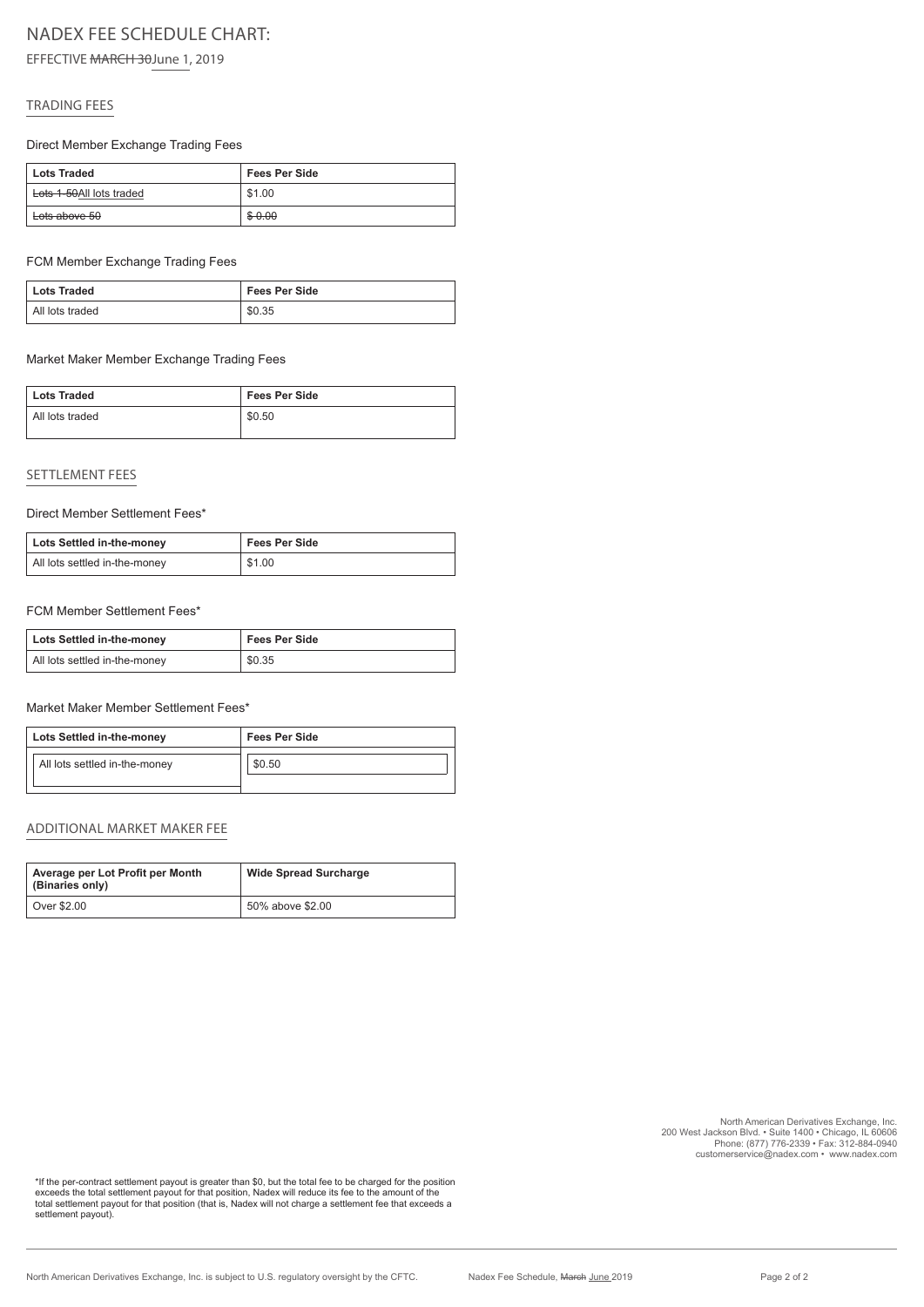# NADEX FEE SCHEDULE CHART:

EFFECTIVE ~~MARCH 30~~June 1, 2019

## TRADING FEES

### Direct Member Exchange Trading Fees

| Lots Traded | Fees Per Side |
|---|---|
| ~~Lots 1-50~~All lots traded | $1.00 |
| ~~Lots above 50~~ | ~~$ 0.00~~ |

### FCM Member Exchange Trading Fees

| Lots Traded | Fees Per Side |
|---|---|
| All lots traded | $0.35 |

### Market Maker Member Exchange Trading Fees

| Lots Traded | Fees Per Side |
|---|---|
| All lots traded | $0.50 |

## SETTLEMENT FEES

### Direct Member Settlement Fees*

| Lots Settled in-the-money | Fees Per Side |
|---|---|
| All lots settled in-the-money | $1.00 |

### FCM Member Settlement Fees*

| Lots Settled in-the-money | Fees Per Side |
|---|---|
| All lots settled in-the-money | $0.35 |

### Market Maker Member Settlement Fees*

| Lots Settled in-the-money | Fees Per Side |
|---|---|
| All lots settled in-the-money | $0.50 |

## ADDITIONAL MARKET MAKER FEE

| Average per Lot Profit per Month (Binaries only) | Wide Spread Surcharge |
|---|---|
| Over $2.00 | 50% above $2.00 |

North American Derivatives Exchange, Inc.
200 West Jackson Blvd. • Suite 1400 • Chicago, IL 60606
Phone: (877) 776-2339 • Fax: 312-884-0940
customerservice@nadex.com • www.nadex.com

*If the per-contract settlement payout is greater than $0, but the total fee to be charged for the position exceeds the total settlement payout for that position, Nadex will reduce its fee to the amount of the total settlement payout for that position (that is, Nadex will not charge a settlement fee that exceeds a settlement payout).

North American Derivatives Exchange, Inc. is subject to U.S. regulatory oversight by the CFTC.